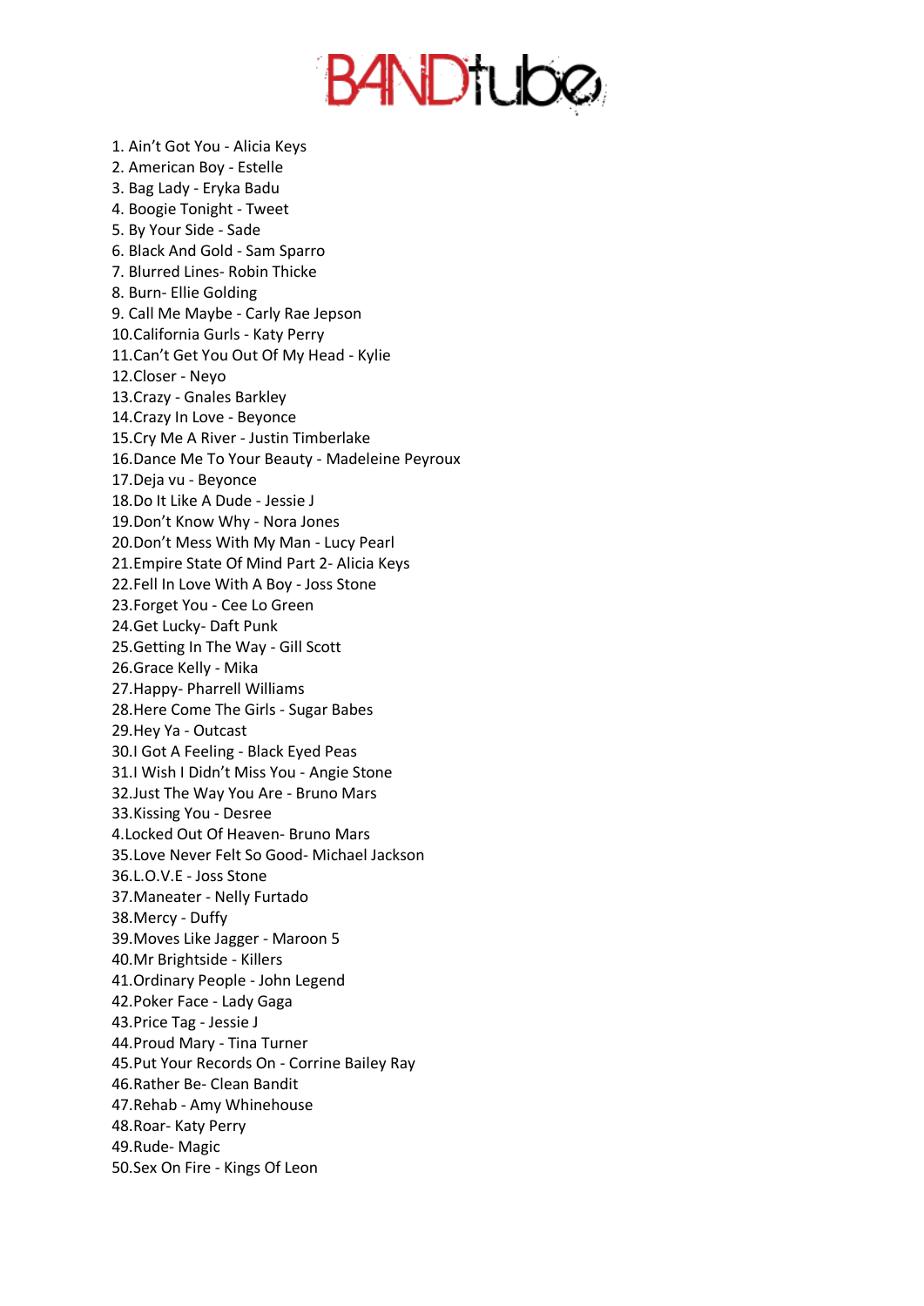# BANDtube

1. Ain't Got You - Alicia Keys
2. American Boy - Estelle
3. Bag Lady - Eryka Badu
4. Boogie Tonight - Tweet
5. By Your Side - Sade
6. Black And Gold - Sam Sparro
7. Blurred Lines- Robin Thicke
8. Burn- Ellie Golding
9. Call Me Maybe - Carly Rae Jepson
10. California Gurls - Katy Perry
11. Can't Get You Out Of My Head - Kylie
12. Closer - Neyo
13. Crazy - Gnales Barkley
14. Crazy In Love - Beyonce
15. Cry Me A River - Justin Timberlake
16. Dance Me To Your Beauty - Madeleine Peyroux
17. Deja vu - Beyonce
18. Do It Like A Dude - Jessie J
19. Don't Know Why - Nora Jones
20. Don't Mess With My Man - Lucy Pearl
21. Empire State Of Mind Part 2- Alicia Keys
22. Fell In Love With A Boy - Joss Stone
23. Forget You - Cee Lo Green
24. Get Lucky- Daft Punk
25. Getting In The Way - Gill Scott
26. Grace Kelly - Mika
27. Happy- Pharrell Williams
28. Here Come The Girls - Sugar Babes
29. Hey Ya - Outcast
30. I Got A Feeling - Black Eyed Peas
31. I Wish I Didn't Miss You - Angie Stone
32. Just The Way You Are - Bruno Mars
33. Kissing You - Desree
4. Locked Out Of Heaven- Bruno Mars
35. Love Never Felt So Good- Michael Jackson
36. L.O.V.E - Joss Stone
37. Maneater - Nelly Furtado
38. Mercy - Duffy
39. Moves Like Jagger - Maroon 5
40. Mr Brightside - Killers
41. Ordinary People - John Legend
42. Poker Face - Lady Gaga
43. Price Tag - Jessie J
44. Proud Mary - Tina Turner
45. Put Your Records On - Corrine Bailey Ray
46. Rather Be- Clean Bandit
47. Rehab - Amy Whinehouse
48. Roar- Katy Perry
49. Rude- Magic
50. Sex On Fire - Kings Of Leon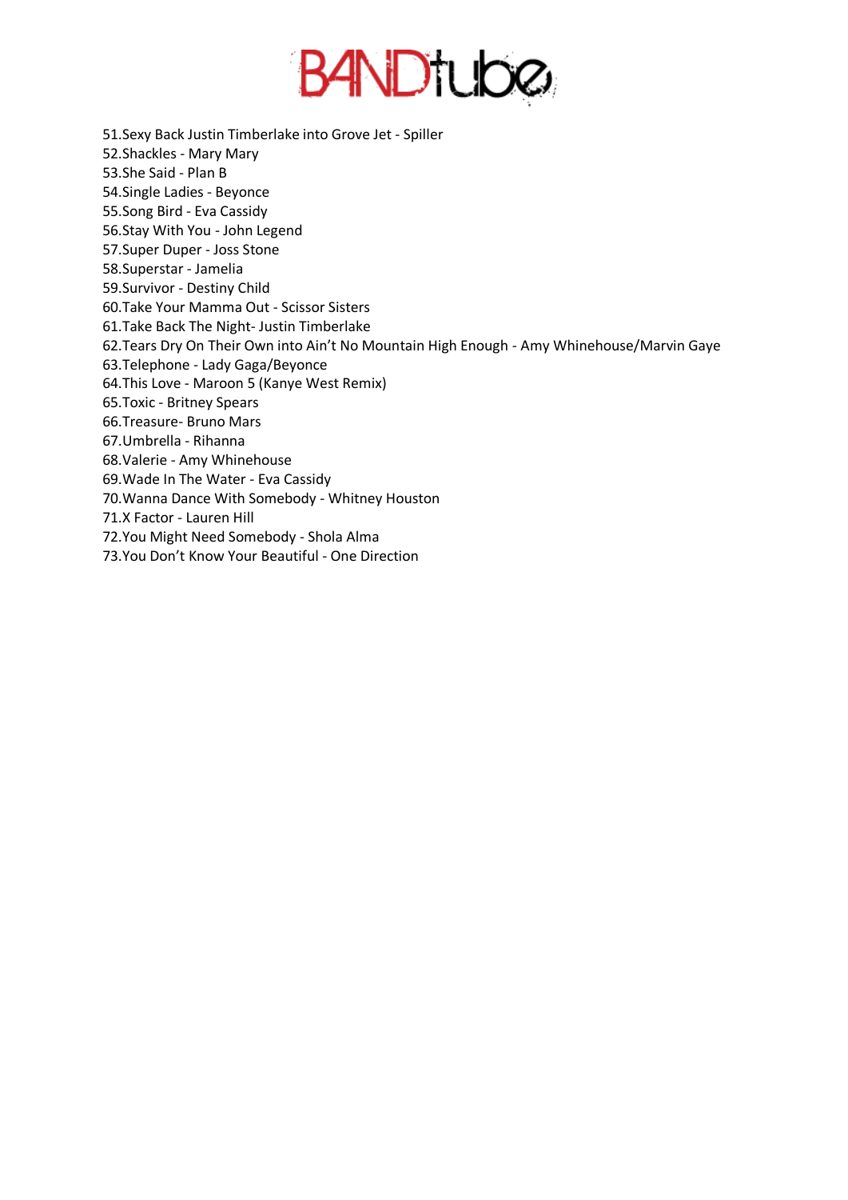51.Sexy Back Justin Timberlake into Grove Jet - Spiller
52.Shackles - Mary Mary
53.She Said - Plan B
54.Single Ladies - Beyonce
55.Song Bird - Eva Cassidy
56.Stay With You - John Legend
57.Super Duper - Joss Stone
58.Superstar - Jamelia
59.Survivor - Destiny Child
60.Take Your Mamma Out - Scissor Sisters
61.Take Back The Night- Justin Timberlake
62.Tears Dry On Their Own into Ain't No Mountain High Enough - Amy Whinehouse/Marvin Gaye
63.Telephone - Lady Gaga/Beyonce
64.This Love - Maroon 5 (Kanye West Remix)
65.Toxic - Britney Spears
66.Treasure- Bruno Mars
67.Umbrella - Rihanna
68.Valerie - Amy Whinehouse
69.Wade In The Water - Eva Cassidy
70.Wanna Dance With Somebody - Whitney Houston
71.X Factor - Lauren Hill
72.You Might Need Somebody - Shola Alma
73.You Don't Know Your Beautiful - One Direction